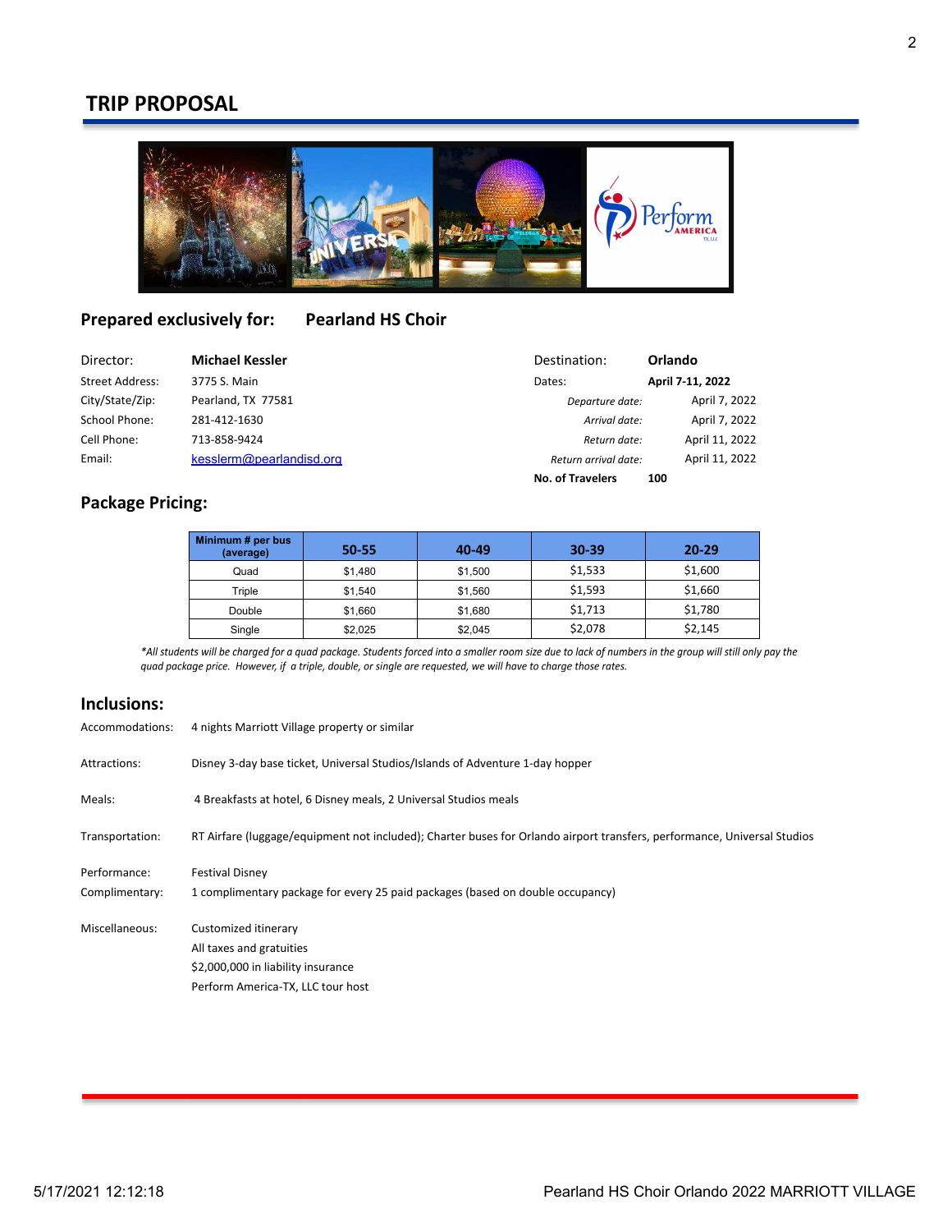# TRIP PROPOSAL

## Prepared exclusively for: Pearland HS Choir

| | |
|---|---|
| Director: | **Michael Kessler** |
| Street Address: | 3775 S. Main |
| City/State/Zip: | Pearland, TX 77581 |
| School Phone: | 281-412-1630 |
| Cell Phone: | 713-858-9424 |
| Email: | kesslerm@pearlandisd.org |

| | |
|---|---|
| Destination: | **Orlando** |
| Dates: | **April 7-11, 2022** |
| *Departure date:* | April 7, 2022 |
| *Arrival date:* | April 7, 2022 |
| *Return date:* | April 11, 2022 |
| *Return arrival date:* | April 11, 2022 |
| **No. of Travelers** | **100** |

## Package Pricing:

| Minimum # per bus (average) | 50-55 | 40-49 | 30-39 | 20-29 |
|---|---|---|---|---|
| Quad | $1,480 | $1,500 | $1,533 | $1,600 |
| Triple | $1,540 | $1,560 | $1,593 | $1,660 |
| Double | $1,660 | $1,680 | $1,713 | $1,780 |
| Single | $2,025 | $2,045 | $2,078 | $2,145 |

*\*All students will be charged for a quad package. Students forced into a smaller room size due to lack of numbers in the group will still only pay the quad package price. However, if a triple, double, or single are requested, we will have to charge those rates.*

## Inclusions:

| | |
|---|---|
| Accommodations: | 4 nights Marriott Village property or similar |
| Attractions: | Disney 3-day base ticket, Universal Studios/Islands of Adventure 1-day hopper |
| Meals: | 4 Breakfasts at hotel, 6 Disney meals, 2 Universal Studios meals |
| Transportation: | RT Airfare (luggage/equipment not included); Charter buses for Orlando airport transfers, performance, Universal Studios |
| Performance: | Festival Disney |
| Complimentary: | 1 complimentary package for every 25 paid packages (based on double occupancy) |
| Miscellaneous: | Customized itinerary<br>All taxes and gratuities<br>$2,000,000 in liability insurance<br>Perform America-TX, LLC tour host |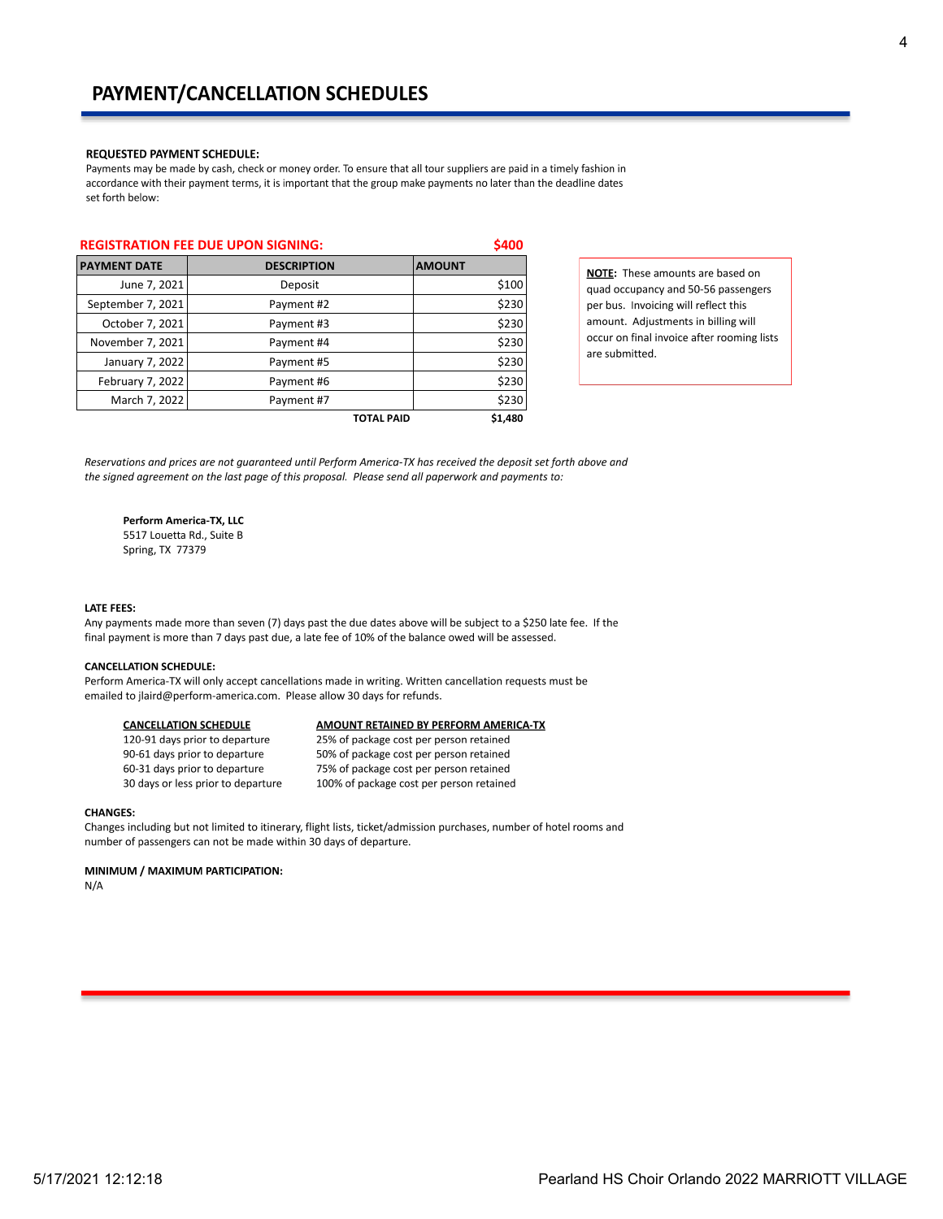# PAYMENT/CANCELLATION SCHEDULES

**REQUESTED PAYMENT SCHEDULE:**
Payments may be made by cash, check or money order. To ensure that all tour suppliers are paid in a timely fashion in accordance with their payment terms, it is important that the group make payments no later than the deadline dates set forth below:

**REGISTRATION FEE DUE UPON SIGNING: $400**

| PAYMENT DATE | DESCRIPTION | AMOUNT |
|---|---|---|
| June 7, 2021 | Deposit | $100 |
| September 7, 2021 | Payment #2 | $230 |
| October 7, 2021 | Payment #3 | $230 |
| November 7, 2021 | Payment #4 | $230 |
| January 7, 2022 | Payment #5 | $230 |
| February 7, 2022 | Payment #6 | $230 |
| March 7, 2022 | Payment #7 | $230 |
| | **TOTAL PAID** | **$1,480** |

**NOTE:** These amounts are based on quad occupancy and 50-56 passengers per bus. Invoicing will reflect this amount. Adjustments in billing will occur on final invoice after rooming lists are submitted.

*Reservations and prices are not guaranteed until Perform America-TX has received the deposit set forth above and the signed agreement on the last page of this proposal. Please send all paperwork and payments to:*

**Perform America-TX, LLC**
5517 Louetta Rd., Suite B
Spring, TX 77379

**LATE FEES:**
Any payments made more than seven (7) days past the due dates above will be subject to a $250 late fee. If the final payment is more than 7 days past due, a late fee of 10% of the balance owed will be assessed.

**CANCELLATION SCHEDULE:**
Perform America-TX will only accept cancellations made in writing. Written cancellation requests must be emailed to jlaird@perform-america.com. Please allow 30 days for refunds.

| CANCELLATION SCHEDULE | AMOUNT RETAINED BY PERFORM AMERICA-TX |
|---|---|
| 120-91 days prior to departure | 25% of package cost per person retained |
| 90-61 days prior to departure | 50% of package cost per person retained |
| 60-31 days prior to departure | 75% of package cost per person retained |
| 30 days or less prior to departure | 100% of package cost per person retained |

**CHANGES:**
Changes including but not limited to itinerary, flight lists, ticket/admission purchases, number of hotel rooms and number of passengers can not be made within 30 days of departure.

**MINIMUM / MAXIMUM PARTICIPATION:**
N/A